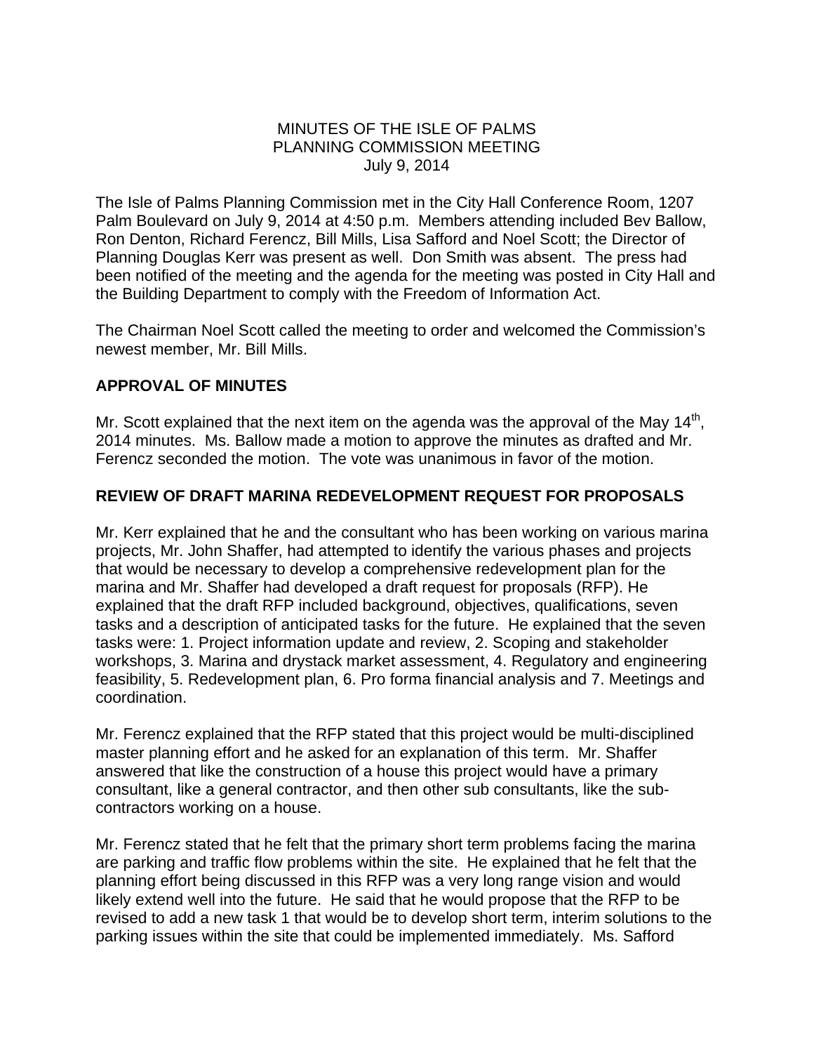MINUTES OF THE ISLE OF PALMS
PLANNING COMMISSION MEETING
July 9, 2014

The Isle of Palms Planning Commission met in the City Hall Conference Room, 1207 Palm Boulevard on July 9, 2014 at 4:50 p.m. Members attending included Bev Ballow, Ron Denton, Richard Ferencz, Bill Mills, Lisa Safford and Noel Scott; the Director of Planning Douglas Kerr was present as well. Don Smith was absent. The press had been notified of the meeting and the agenda for the meeting was posted in City Hall and the Building Department to comply with the Freedom of Information Act.

The Chairman Noel Scott called the meeting to order and welcomed the Commission's newest member, Mr. Bill Mills.

## APPROVAL OF MINUTES

Mr. Scott explained that the next item on the agenda was the approval of the May 14th, 2014 minutes. Ms. Ballow made a motion to approve the minutes as drafted and Mr. Ferencz seconded the motion. The vote was unanimous in favor of the motion.

## REVIEW OF DRAFT MARINA REDEVELOPMENT REQUEST FOR PROPOSALS

Mr. Kerr explained that he and the consultant who has been working on various marina projects, Mr. John Shaffer, had attempted to identify the various phases and projects that would be necessary to develop a comprehensive redevelopment plan for the marina and Mr. Shaffer had developed a draft request for proposals (RFP). He explained that the draft RFP included background, objectives, qualifications, seven tasks and a description of anticipated tasks for the future. He explained that the seven tasks were: 1. Project information update and review, 2. Scoping and stakeholder workshops, 3. Marina and drystack market assessment, 4. Regulatory and engineering feasibility, 5. Redevelopment plan, 6. Pro forma financial analysis and 7. Meetings and coordination.

Mr. Ferencz explained that the RFP stated that this project would be multi-disciplined master planning effort and he asked for an explanation of this term. Mr. Shaffer answered that like the construction of a house this project would have a primary consultant, like a general contractor, and then other sub consultants, like the sub-contractors working on a house.

Mr. Ferencz stated that he felt that the primary short term problems facing the marina are parking and traffic flow problems within the site. He explained that he felt that the planning effort being discussed in this RFP was a very long range vision and would likely extend well into the future. He said that he would propose that the RFP to be revised to add a new task 1 that would be to develop short term, interim solutions to the parking issues within the site that could be implemented immediately. Ms. Safford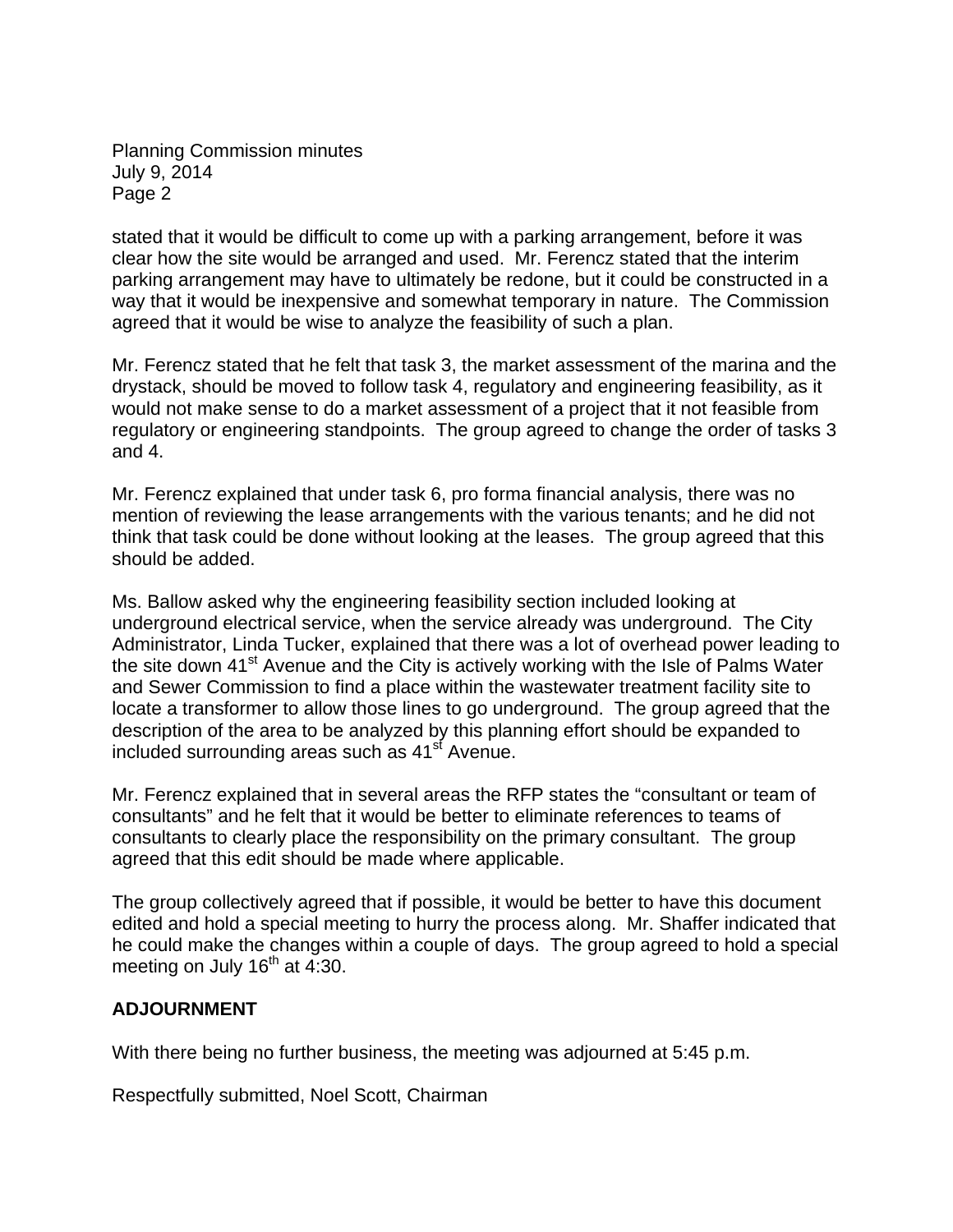stated that it would be difficult to come up with a parking arrangement, before it was clear how the site would be arranged and used. Mr. Ferencz stated that the interim parking arrangement may have to ultimately be redone, but it could be constructed in a way that it would be inexpensive and somewhat temporary in nature. The Commission agreed that it would be wise to analyze the feasibility of such a plan.

Mr. Ferencz stated that he felt that task 3, the market assessment of the marina and the drystack, should be moved to follow task 4, regulatory and engineering feasibility, as it would not make sense to do a market assessment of a project that it not feasible from regulatory or engineering standpoints. The group agreed to change the order of tasks 3 and 4.

Mr. Ferencz explained that under task 6, pro forma financial analysis, there was no mention of reviewing the lease arrangements with the various tenants; and he did not think that task could be done without looking at the leases. The group agreed that this should be added.

Ms. Ballow asked why the engineering feasibility section included looking at underground electrical service, when the service already was underground. The City Administrator, Linda Tucker, explained that there was a lot of overhead power leading to the site down 41st Avenue and the City is actively working with the Isle of Palms Water and Sewer Commission to find a place within the wastewater treatment facility site to locate a transformer to allow those lines to go underground. The group agreed that the description of the area to be analyzed by this planning effort should be expanded to included surrounding areas such as 41st Avenue.

Mr. Ferencz explained that in several areas the RFP states the "consultant or team of consultants" and he felt that it would be better to eliminate references to teams of consultants to clearly place the responsibility on the primary consultant. The group agreed that this edit should be made where applicable.

The group collectively agreed that if possible, it would be better to have this document edited and hold a special meeting to hurry the process along. Mr. Shaffer indicated that he could make the changes within a couple of days. The group agreed to hold a special meeting on July 16th at 4:30.

**ADJOURNMENT**

With there being no further business, the meeting was adjourned at 5:45 p.m.

Respectfully submitted, Noel Scott, Chairman